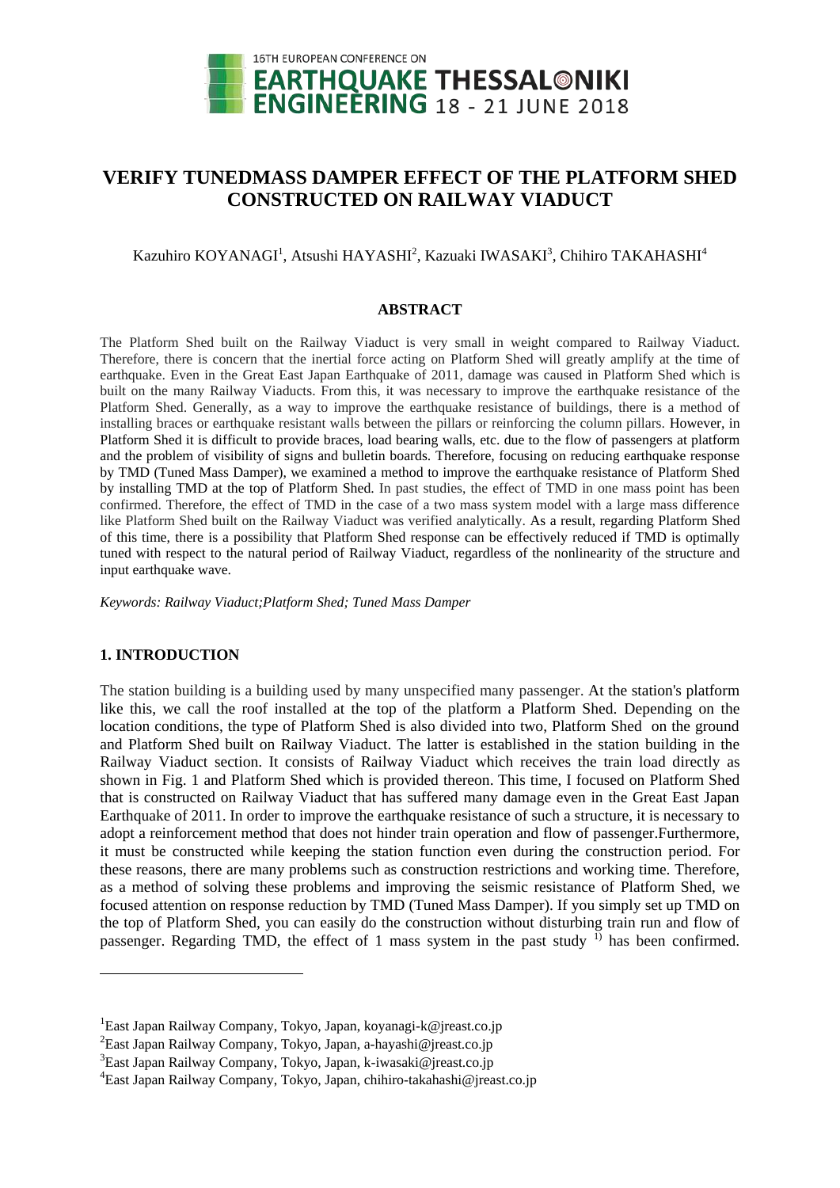# VERIFY TUNEDMASS DAMPER EFFECT OF THE PLATFORM SHED CONSTRUCTED ON RAILWAY VIADUCT

Kazuhiro KOYANAGI[1], Atsushi HAYASHI[2], Kazuaki IWASAKI[3], Chihiro TAKAHASHI[4]

## ABSTRACT

The Platform Shed built on the Railway Viaduct is very small in weight compared to Railway Viaduct. Therefore, there is concern that the inertial force acting on Platform Shed will greatly amplify at the time of earthquake. Even in the Great East Japan Earthquake of 2011, damage was caused in Platform Shed which is built on the many Railway Viaducts. From this, it was necessary to improve the earthquake resistance of the Platform Shed. Generally, as a way to improve the earthquake resistance of buildings, there is a method of installing braces or earthquake resistant walls between the pillars or reinforcing the column pillars. However, in Platform Shed it is difficult to provide braces, load bearing walls, etc. due to the flow of passengers at platform and the problem of visibility of signs and bulletin boards. Therefore, focusing on reducing earthquake response by TMD (Tuned Mass Damper), we examined a method to improve the earthquake resistance of Platform Shed by installing TMD at the top of Platform Shed. In past studies, the effect of TMD in one mass point has been confirmed. Therefore, the effect of TMD in the case of a two mass system model with a large mass difference like Platform Shed built on the Railway Viaduct was verified analytically. As a result, regarding Platform Shed of this time, there is a possibility that Platform Shed response can be effectively reduced if TMD is optimally tuned with respect to the natural period of Railway Viaduct, regardless of the nonlinearity of the structure and input earthquake wave.

*Keywords: Railway Viaduct;Platform Shed; Tuned Mass Damper*

## 1. INTRODUCTION

The station building is a building used by many unspecified many passenger. At the station's platform like this, we call the roof installed at the top of the platform a Platform Shed. Depending on the location conditions, the type of Platform Shed is also divided into two, Platform Shed on the ground and Platform Shed built on Railway Viaduct. The latter is established in the station building in the Railway Viaduct section. It consists of Railway Viaduct which receives the train load directly as shown in Fig. 1 and Platform Shed which is provided thereon. This time, I focused on Platform Shed that is constructed on Railway Viaduct that has suffered many damage even in the Great East Japan Earthquake of 2011. In order to improve the earthquake resistance of such a structure, it is necessary to adopt a reinforcement method that does not hinder train operation and flow of passenger.Furthermore, it must be constructed while keeping the station function even during the construction period. For these reasons, there are many problems such as construction restrictions and working time. Therefore, as a method of solving these problems and improving the seismic resistance of Platform Shed, we focused attention on response reduction by TMD (Tuned Mass Damper). If you simply set up TMD on the top of Platform Shed, you can easily do the construction without disturbing train run and flow of passenger. Regarding TMD, the effect of 1 mass system in the past study [1)] has been confirmed.

---

[1]East Japan Railway Company, Tokyo, Japan, koyanagi-k@jreast.co.jp

[2]East Japan Railway Company, Tokyo, Japan, a-hayashi@jreast.co.jp

[3]East Japan Railway Company, Tokyo, Japan, k-iwasaki@jreast.co.jp

[4]East Japan Railway Company, Tokyo, Japan, chihiro-takahashi@jreast.co.jp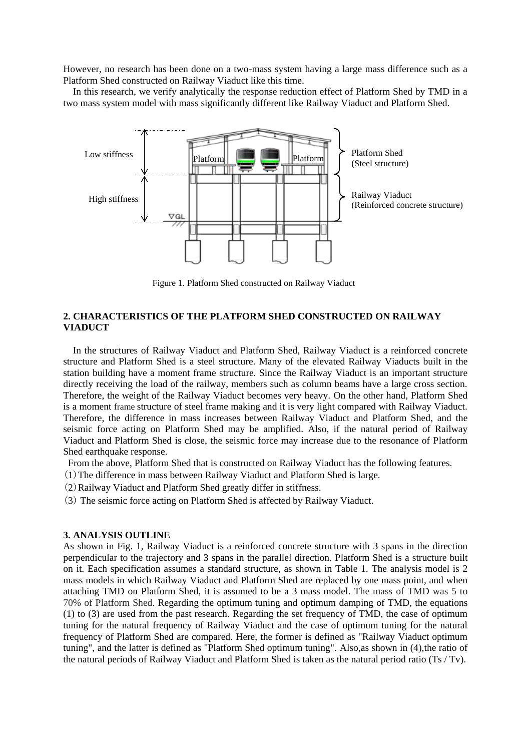However, no research has been done on a two-mass system having a large mass difference such as a Platform Shed constructed on Railway Viaduct like this time.

In this research, we verify analytically the response reduction effect of Platform Shed by TMD in a two mass system model with mass significantly different like Railway Viaduct and Platform Shed.

Figure 1. Platform Shed constructed on Railway Viaduct

## 2. CHARACTERISTICS OF THE PLATFORM SHED CONSTRUCTED ON RAILWAY VIADUCT

In the structures of Railway Viaduct and Platform Shed, Railway Viaduct is a reinforced concrete structure and Platform Shed is a steel structure. Many of the elevated Railway Viaducts built in the station building have a moment frame structure. Since the Railway Viaduct is an important structure directly receiving the load of the railway, members such as column beams have a large cross section. Therefore, the weight of the Railway Viaduct becomes very heavy. On the other hand, Platform Shed is a moment frame structure of steel frame making and it is very light compared with Railway Viaduct. Therefore, the difference in mass increases between Railway Viaduct and Platform Shed, and the seismic force acting on Platform Shed may be amplified. Also, if the natural period of Railway Viaduct and Platform Shed is close, the seismic force may increase due to the resonance of Platform Shed earthquake response.

From the above, Platform Shed that is constructed on Railway Viaduct has the following features.

(1) The difference in mass between Railway Viaduct and Platform Shed is large.

(2) Railway Viaduct and Platform Shed greatly differ in stiffness.

(3) The seismic force acting on Platform Shed is affected by Railway Viaduct.

## 3. ANALYSIS OUTLINE

As shown in Fig. 1, Railway Viaduct is a reinforced concrete structure with 3 spans in the direction perpendicular to the trajectory and 3 spans in the parallel direction. Platform Shed is a structure built on it. Each specification assumes a standard structure, as shown in Table 1. The analysis model is 2 mass models in which Railway Viaduct and Platform Shed are replaced by one mass point, and when attaching TMD on Platform Shed, it is assumed to be a 3 mass model. The mass of TMD was 5 to 70% of Platform Shed. Regarding the optimum tuning and optimum damping of TMD, the equations (1) to (3) are used from the past research. Regarding the set frequency of TMD, the case of optimum tuning for the natural frequency of Railway Viaduct and the case of optimum tuning for the natural frequency of Platform Shed are compared. Here, the former is defined as "Railway Viaduct optimum tuning", and the latter is defined as "Platform Shed optimum tuning". Also, as shown in (4), the ratio of the natural periods of Railway Viaduct and Platform Shed is taken as the natural period ratio ($T_s$ / $T_v$).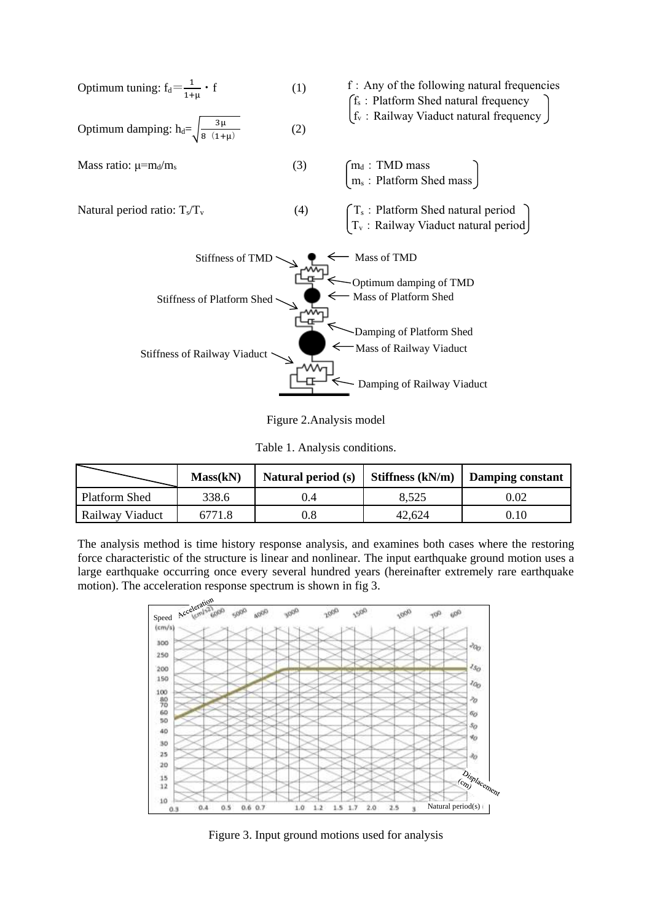Optimum tuning: $f_d = \frac{1}{1+\mu} \cdot f$ (1)

Optimum damping: $h_d = \sqrt{\frac{3\mu}{8(1+\mu)}}$ (2)

f : Any of the following natural frequencies
- $f_s$ : Platform Shed natural frequency
- $f_v$ : Railway Viaduct natural frequency

Mass ratio: $\mu = m_d/m_s$ (3)

- $m_d$ : TMD mass
- $m_s$ : Platform Shed mass

Natural period ratio: $T_s/T_v$ (4)

- $T_s$ : Platform Shed natural period
- $T_v$ : Railway Viaduct natural period

Figure 2.Analysis model

Table 1. Analysis conditions.

| | Mass(kN) | Natural period (s) | Stiffness (kN/m) | Damping constant |
|---|---|---|---|---|
| Platform Shed | 338.6 | 0.4 | 8,525 | 0.02 |
| Railway Viaduct | 6771.8 | 0.8 | 42,624 | 0.10 |

The analysis method is time history response analysis, and examines both cases where the restoring force characteristic of the structure is linear and nonlinear. The input earthquake ground motion uses a large earthquake occurring once every several hundred years (hereinafter extremely rare earthquake motion). The acceleration response spectrum is shown in fig 3.

Figure 3. Input ground motions used for analysis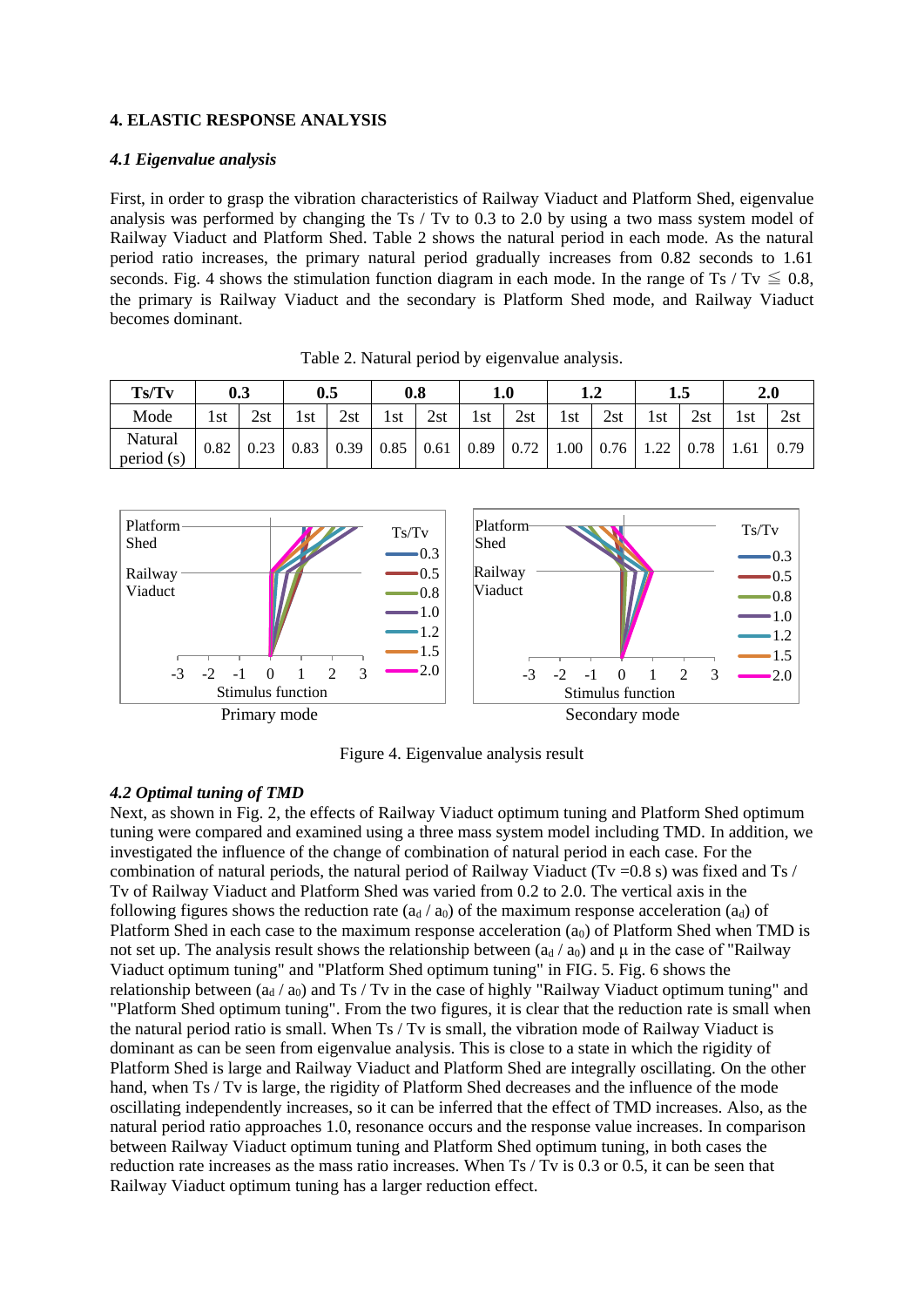## 4. ELASTIC RESPONSE ANALYSIS

### *4.1 Eigenvalue analysis*

First, in order to grasp the vibration characteristics of Railway Viaduct and Platform Shed, eigenvalue analysis was performed by changing the Ts / Tv to 0.3 to 2.0 by using a two mass system model of Railway Viaduct and Platform Shed. Table 2 shows the natural period in each mode. As the natural period ratio increases, the primary natural period gradually increases from 0.82 seconds to 1.61 seconds. Fig. 4 shows the stimulation function diagram in each mode. In the range of Ts / Tv ≦ 0.8, the primary is Railway Viaduct and the secondary is Platform Shed mode, and Railway Viaduct becomes dominant.

Table 2. Natural period by eigenvalue analysis.

| **Ts/Tv** | **0.3** | | **0.5** | | **0.8** | | **1.0** | | **1.2** | | **1.5** | | **2.0** | |
|---|---|---|---|---|---|---|---|---|---|---|---|---|---|---|
| Mode | 1st | 2st | 1st | 2st | 1st | 2st | 1st | 2st | 1st | 2st | 1st | 2st | 1st | 2st |
| Natural period (s) | 0.82 | 0.23 | 0.83 | 0.39 | 0.85 | 0.61 | 0.89 | 0.72 | 1.00 | 0.76 | 1.22 | 0.78 | 1.61 | 0.79 |

Primary mode

Secondary mode

Figure 4. Eigenvalue analysis result

### *4.2 Optimal tuning of TMD*

Next, as shown in Fig. 2, the effects of Railway Viaduct optimum tuning and Platform Shed optimum tuning were compared and examined using a three mass system model including TMD. In addition, we investigated the influence of the change of combination of natural period in each case. For the combination of natural periods, the natural period of Railway Viaduct (Tv =0.8 s) was fixed and Ts / Tv of Railway Viaduct and Platform Shed was varied from 0.2 to 2.0. The vertical axis in the following figures shows the reduction rate ($a_d$ / $a_0$) of the maximum response acceleration ($a_d$) of Platform Shed in each case to the maximum response acceleration ($a_0$) of Platform Shed when TMD is not set up. The analysis result shows the relationship between ($a_d$ / $a_0$) and μ in the case of "Railway Viaduct optimum tuning" and "Platform Shed optimum tuning" in FIG. 5. Fig. 6 shows the relationship between ($a_d$ / $a_0$) and Ts / Tv in the case of highly "Railway Viaduct optimum tuning" and "Platform Shed optimum tuning". From the two figures, it is clear that the reduction rate is small when the natural period ratio is small. When Ts / Tv is small, the vibration mode of Railway Viaduct is dominant as can be seen from eigenvalue analysis. This is close to a state in which the rigidity of Platform Shed is large and Railway Viaduct and Platform Shed are integrally oscillating. On the other hand, when Ts / Tv is large, the rigidity of Platform Shed decreases and the influence of the mode oscillating independently increases, so it can be inferred that the effect of TMD increases. Also, as the natural period ratio approaches 1.0, resonance occurs and the response value increases. In comparison between Railway Viaduct optimum tuning and Platform Shed optimum tuning, in both cases the reduction rate increases as the mass ratio increases. When Ts / Tv is 0.3 or 0.5, it can be seen that Railway Viaduct optimum tuning has a larger reduction effect.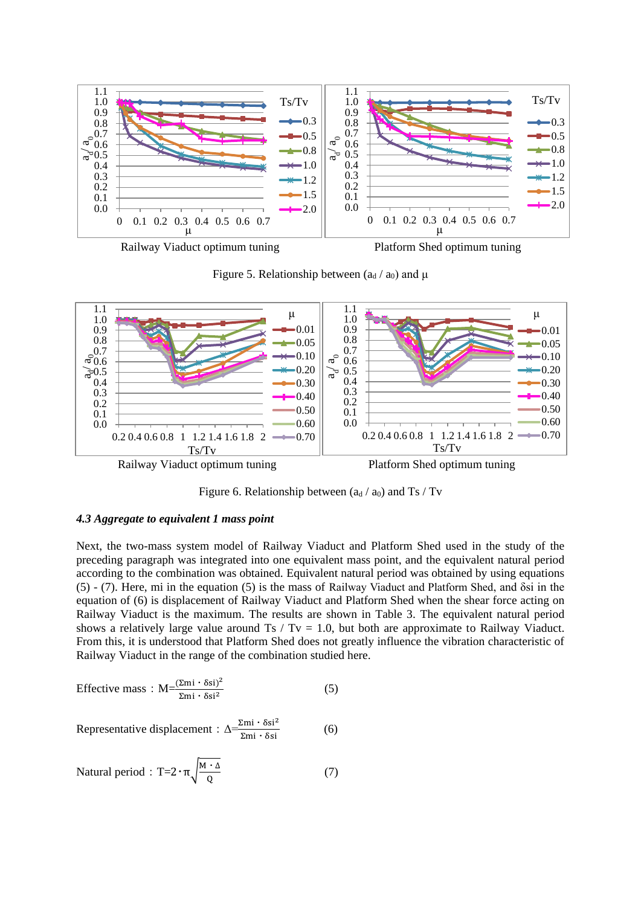Railway Viaduct optimum tuning

Platform Shed optimum tuning

Figure 5. Relationship between ($a_d$ / $a_0$) and μ

Railway Viaduct optimum tuning

Platform Shed optimum tuning

Figure 6. Relationship between ($a_d$ / $a_0$) and Ts / Tv

### *4.3 Aggregate to equivalent 1 mass point*

Next, the two-mass system model of Railway Viaduct and Platform Shed used in the study of the preceding paragraph was integrated into one equivalent mass point, and the equivalent natural period according to the combination was obtained. Equivalent natural period was obtained by using equations (5) - (7). Here, mi in the equation (5) is the mass of Railway Viaduct and Platform Shed, and δsi in the equation of (6) is displacement of Railway Viaduct and Platform Shed when the shear force acting on Railway Viaduct is the maximum. The results are shown in Table 3. The equivalent natural period shows a relatively large value around Ts / Tv = 1.0, but both are approximate to Railway Viaduct. From this, it is understood that Platform Shed does not greatly influence the vibration characteristic of Railway Viaduct in the range of the combination studied here.

Effective mass : $M=\frac{(\Sigma mi \cdot \delta si)^2}{\Sigma mi \cdot \delta si^2}$ (5)

Representative displacement : $\Delta=\frac{\Sigma mi \cdot \delta si^2}{\Sigma mi \cdot \delta si}$ (6)

Natural period : $T=2 \cdot \pi\sqrt{\frac{M \cdot \Delta}{Q}}$ (7)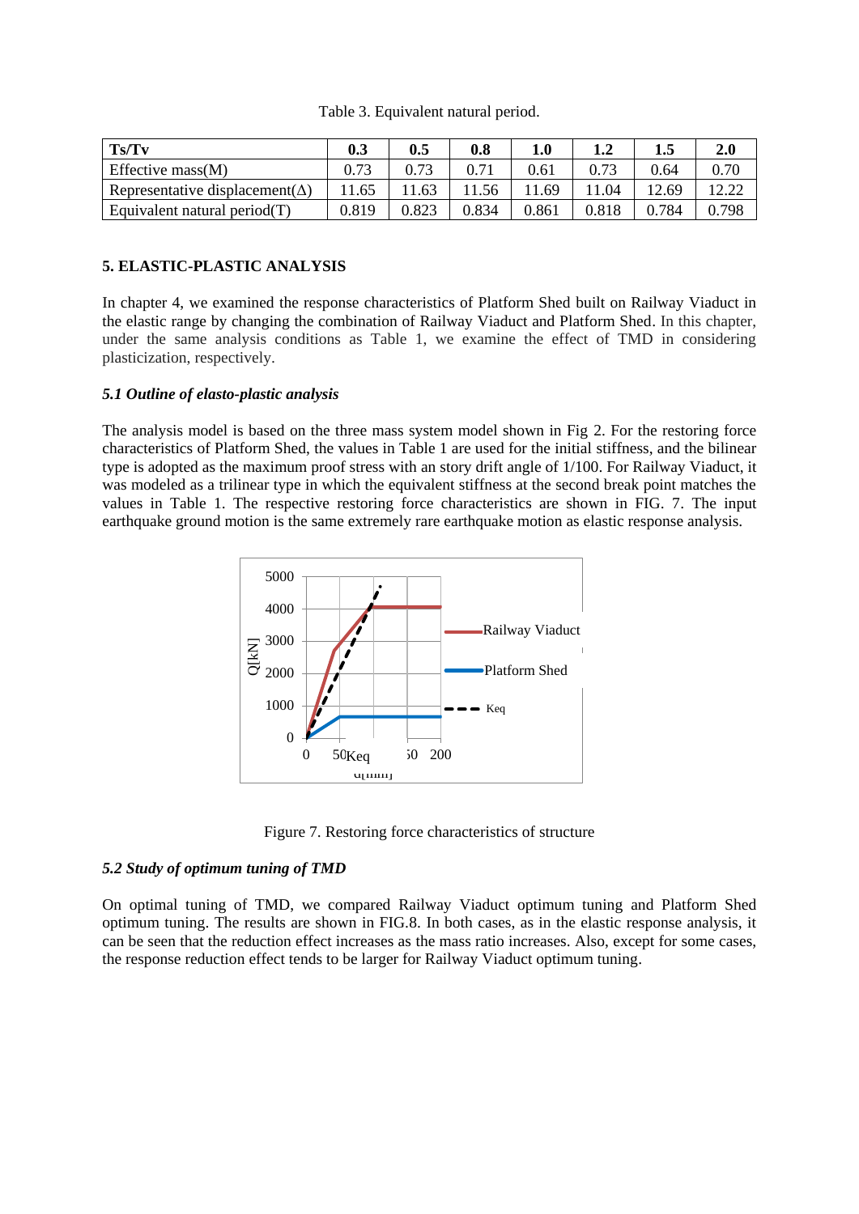Table 3. Equivalent natural period.

| Ts/Tv | 0.3 | 0.5 | 0.8 | 1.0 | 1.2 | 1.5 | 2.0 |
|---|---|---|---|---|---|---|---|
| Effective mass(M) | 0.73 | 0.73 | 0.71 | 0.61 | 0.73 | 0.64 | 0.70 |
| Representative displacement(Δ) | 11.65 | 11.63 | 11.56 | 11.69 | 11.04 | 12.69 | 12.22 |
| Equivalent natural period(T) | 0.819 | 0.823 | 0.834 | 0.861 | 0.818 | 0.784 | 0.798 |

## 5. ELASTIC-PLASTIC ANALYSIS

In chapter 4, we examined the response characteristics of Platform Shed built on Railway Viaduct in the elastic range by changing the combination of Railway Viaduct and Platform Shed. In this chapter, under the same analysis conditions as Table 1, we examine the effect of TMD in considering plasticization, respectively.

### *5.1 Outline of elasto-plastic analysis*

The analysis model is based on the three mass system model shown in Fig 2. For the restoring force characteristics of Platform Shed, the values in Table 1 are used for the initial stiffness, and the bilinear type is adopted as the maximum proof stress with an story drift angle of 1/100. For Railway Viaduct, it was modeled as a trilinear type in which the equivalent stiffness at the second break point matches the values in Table 1. The respective restoring force characteristics are shown in FIG. 7. The input earthquake ground motion is the same extremely rare earthquake motion as elastic response analysis.

Figure 7. Restoring force characteristics of structure

### *5.2 Study of optimum tuning of TMD*

On optimal tuning of TMD, we compared Railway Viaduct optimum tuning and Platform Shed optimum tuning. The results are shown in FIG.8. In both cases, as in the elastic response analysis, it can be seen that the reduction effect increases as the mass ratio increases. Also, except for some cases, the response reduction effect tends to be larger for Railway Viaduct optimum tuning.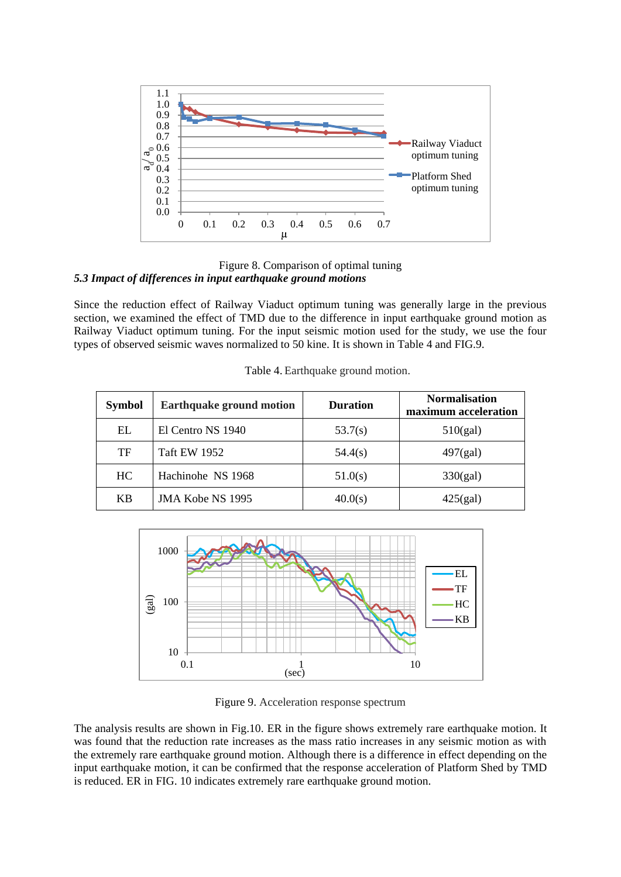Figure 8. Comparison of optimal tuning

### *5.3 Impact of differences in input earthquake ground motions*

Since the reduction effect of Railway Viaduct optimum tuning was generally large in the previous section, we examined the effect of TMD due to the difference in input earthquake ground motion as Railway Viaduct optimum tuning. For the input seismic motion used for the study, we use the four types of observed seismic waves normalized to 50 kine. It is shown in Table 4 and FIG.9.

Table 4. Earthquake ground motion.

| Symbol | Earthquake ground motion | Duration | Normalisation maximum acceleration |
|---|---|---|---|
| EL | El Centro NS 1940 | 53.7(s) | 510(gal) |
| TF | Taft EW 1952 | 54.4(s) | 497(gal) |
| HC | Hachinohe NS 1968 | 51.0(s) | 330(gal) |
| KB | JMA Kobe NS 1995 | 40.0(s) | 425(gal) |

Figure 9. Acceleration response spectrum

The analysis results are shown in Fig.10. ER in the figure shows extremely rare earthquake motion. It was found that the reduction rate increases as the mass ratio increases in any seismic motion as with the extremely rare earthquake ground motion. Although there is a difference in effect depending on the input earthquake motion, it can be confirmed that the response acceleration of Platform Shed by TMD is reduced. ER in FIG. 10 indicates extremely rare earthquake ground motion.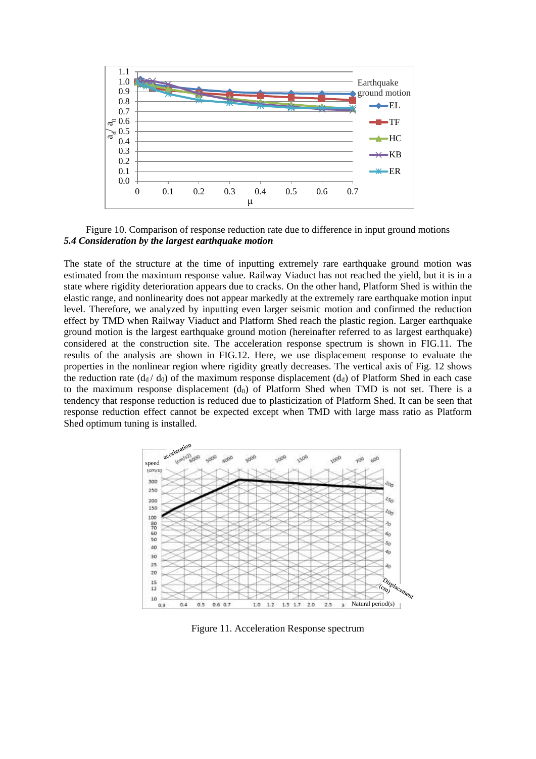Figure 10. Comparison of response reduction rate due to difference in input ground motions

### *5.4 Consideration by the largest earthquake motion*

The state of the structure at the time of inputting extremely rare earthquake ground motion was estimated from the maximum response value. Railway Viaduct has not reached the yield, but it is in a state where rigidity deterioration appears due to cracks. On the other hand, Platform Shed is within the elastic range, and nonlinearity does not appear markedly at the extremely rare earthquake motion input level. Therefore, we analyzed by inputting even larger seismic motion and confirmed the reduction effect by TMD when Railway Viaduct and Platform Shed reach the plastic region. Larger earthquake ground motion is the largest earthquake ground motion (hereinafter referred to as largest earthquake) considered at the construction site. The acceleration response spectrum is shown in FIG.11. The results of the analysis are shown in FIG.12. Here, we use displacement response to evaluate the properties in the nonlinear region where rigidity greatly decreases. The vertical axis of Fig. 12 shows the reduction rate ($d_d$ / $d_0$) of the maximum response displacement ($d_d$) of Platform Shed in each case to the maximum response displacement ($d_0$) of Platform Shed when TMD is not set. There is a tendency that response reduction is reduced due to plasticization of Platform Shed. It can be seen that response reduction effect cannot be expected except when TMD with large mass ratio as Platform Shed optimum tuning is installed.

Figure 11. Acceleration Response spectrum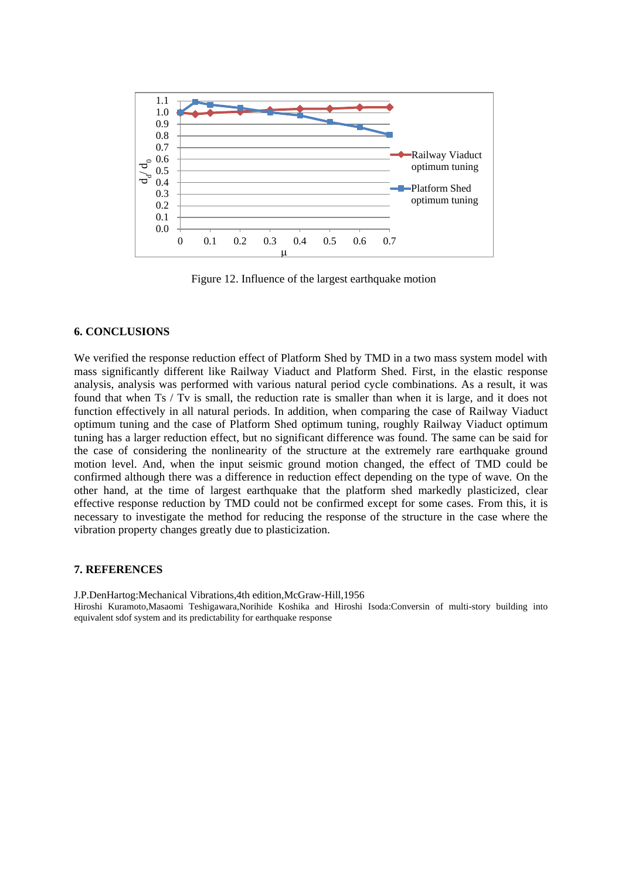1.1
1.0
0.9
0.8
0.7
0.6
0.5
0.4
0.3
0.2
0.1
0.0

$d_d / d_0$

0 0.1 0.2 0.3 0.4 0.5 0.6 0.7

μ

Railway Viaduct optimum tuning

Platform Shed optimum tuning

Figure 12. Influence of the largest earthquake motion

### 6. CONCLUSIONS

We verified the response reduction effect of Platform Shed by TMD in a two mass system model with mass significantly different like Railway Viaduct and Platform Shed. First, in the elastic response analysis, analysis was performed with various natural period cycle combinations. As a result, it was found that when Ts / Tv is small, the reduction rate is smaller than when it is large, and it does not function effectively in all natural periods. In addition, when comparing the case of Railway Viaduct optimum tuning and the case of Platform Shed optimum tuning, roughly Railway Viaduct optimum tuning has a larger reduction effect, but no significant difference was found. The same can be said for the case of considering the nonlinearity of the structure at the extremely rare earthquake ground motion level. And, when the input seismic ground motion changed, the effect of TMD could be confirmed although there was a difference in reduction effect depending on the type of wave. On the other hand, at the time of largest earthquake that the platform shed markedly plasticized, clear effective response reduction by TMD could not be confirmed except for some cases. From this, it is necessary to investigate the method for reducing the response of the structure in the case where the vibration property changes greatly due to plasticization.

### 7. REFERENCES

J.P.DenHartog:Mechanical Vibrations,4th edition,McGraw-Hill,1956

Hiroshi Kuramoto,Masaomi Teshigawara,Norihide Koshika and Hiroshi Isoda:Conversin of multi-story building into equivalent sdof system and its predictability for earthquake response